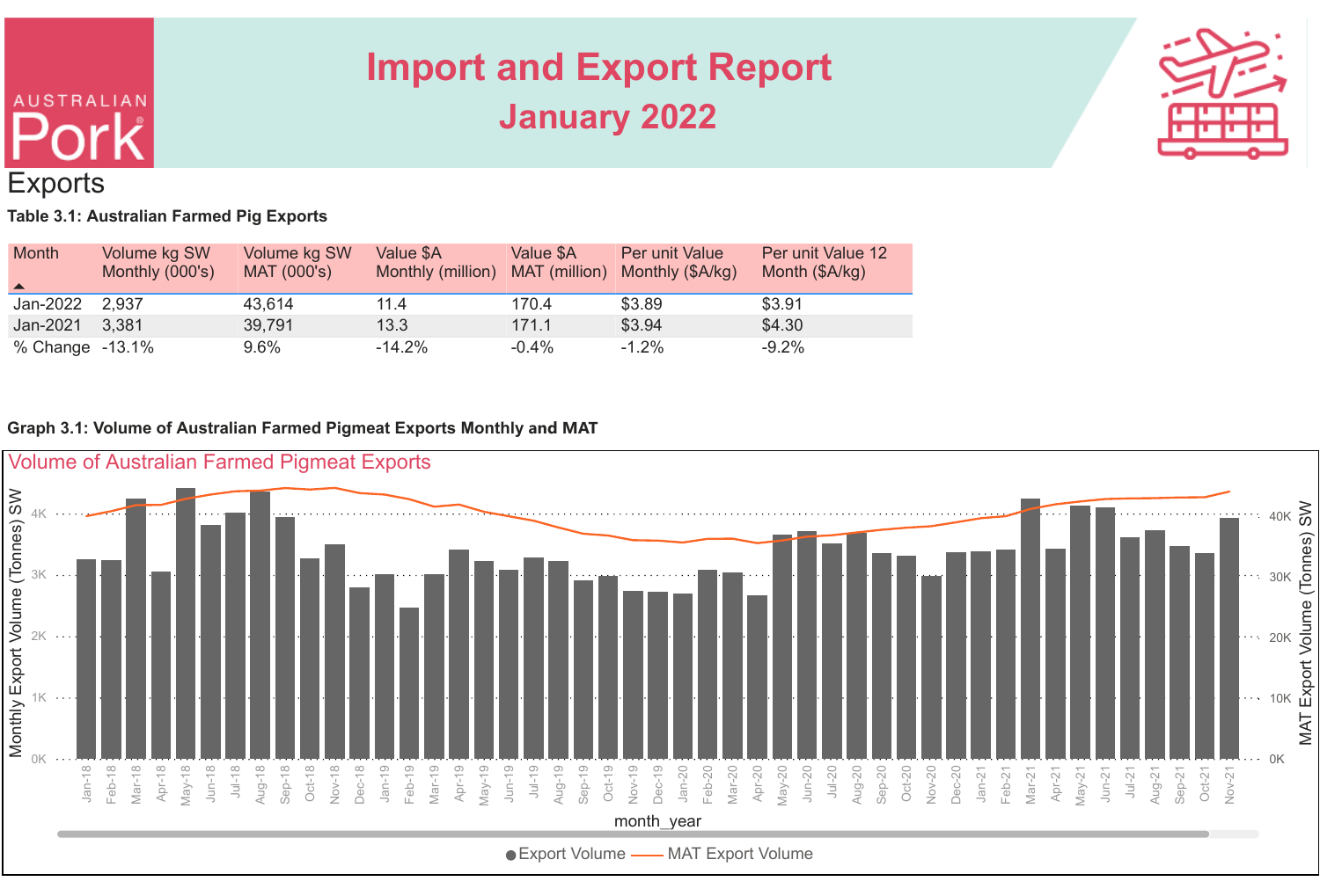# Import and Export Report

## January 2022

## Exports

**Table 3.1: Australian Farmed Pig Exports**

| Month | Volume kg SW Monthly (000's) | Volume kg SW MAT (000's) | Value $A Monthly (million) | Value $A MAT (million) | Per unit Value Monthly ($A/kg) | Per unit Value 12 Month ($A/kg) |
|---|---|---|---|---|---|---|
| Jan-2022 | 2,937 | 43,614 | 11.4 | 170.4 | $3.89 | $3.91 |
| Jan-2021 | 3,381 | 39,791 | 13.3 | 171.1 | $3.94 | $4.30 |
| % Change | -13.1% | 9.6% | -14.2% | -0.4% | -1.2% | -9.2% |

**Graph 3.1: Volume of Australian Farmed Pigmeat Exports Monthly and MAT**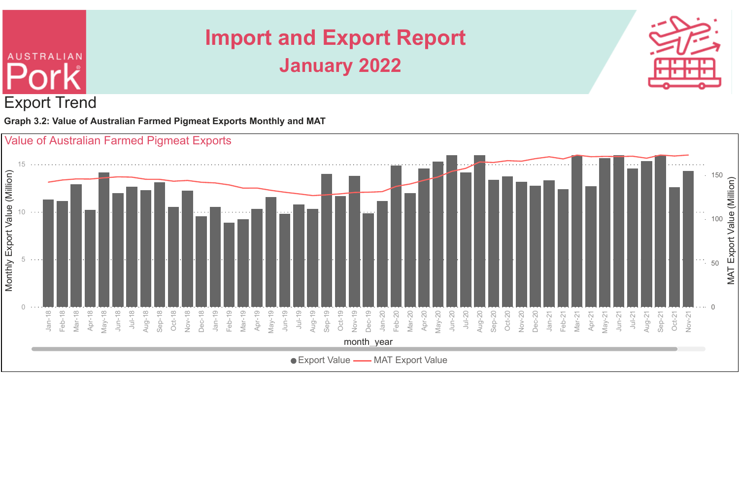# Import and Export Report

## January 2022

## Export Trend

**Graph 3.2: Value of Australian Farmed Pigmeat Exports Monthly and MAT**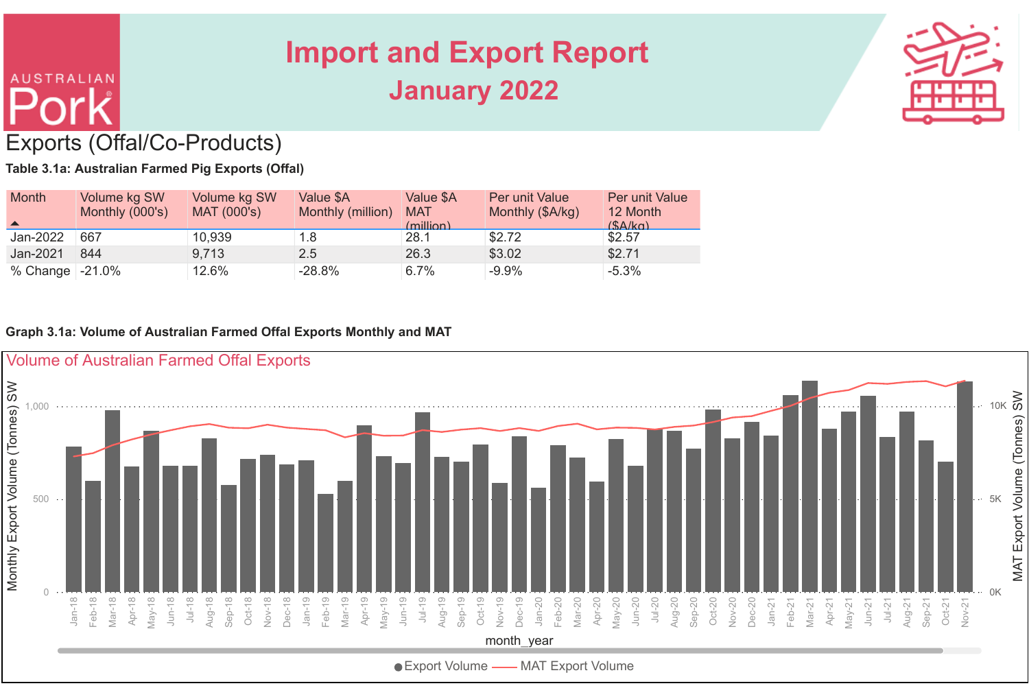# Import and Export Report

## January 2022

## Exports (Offal/Co-Products)

**Table 3.1a: Australian Farmed Pig Exports (Offal)**

| Month | Volume kg SW Monthly (000's) | Volume kg SW MAT (000's) | Value $A Monthly (million) | Value $A MAT (million) | Per unit Value Monthly ($A/kg) | Per unit Value 12 Month ($A/kg) |
|---|---|---|---|---|---|---|
| Jan-2022 | 667 | 10,939 | 1.8 | 28.1 | $2.72 | $2.57 |
| Jan-2021 | 844 | 9,713 | 2.5 | 26.3 | $3.02 | $2.71 |
| % Change | -21.0% | 12.6% | -28.8% | 6.7% | -9.9% | -5.3% |

**Graph 3.1a: Volume of Australian Farmed Offal Exports Monthly and MAT**

Volume of Australian Farmed Offal Exports

Monthly Export Volume (Tonnes) SW | MAT Export Volume (Tonnes) SW

month_year

● Export Volume — MAT Export Volume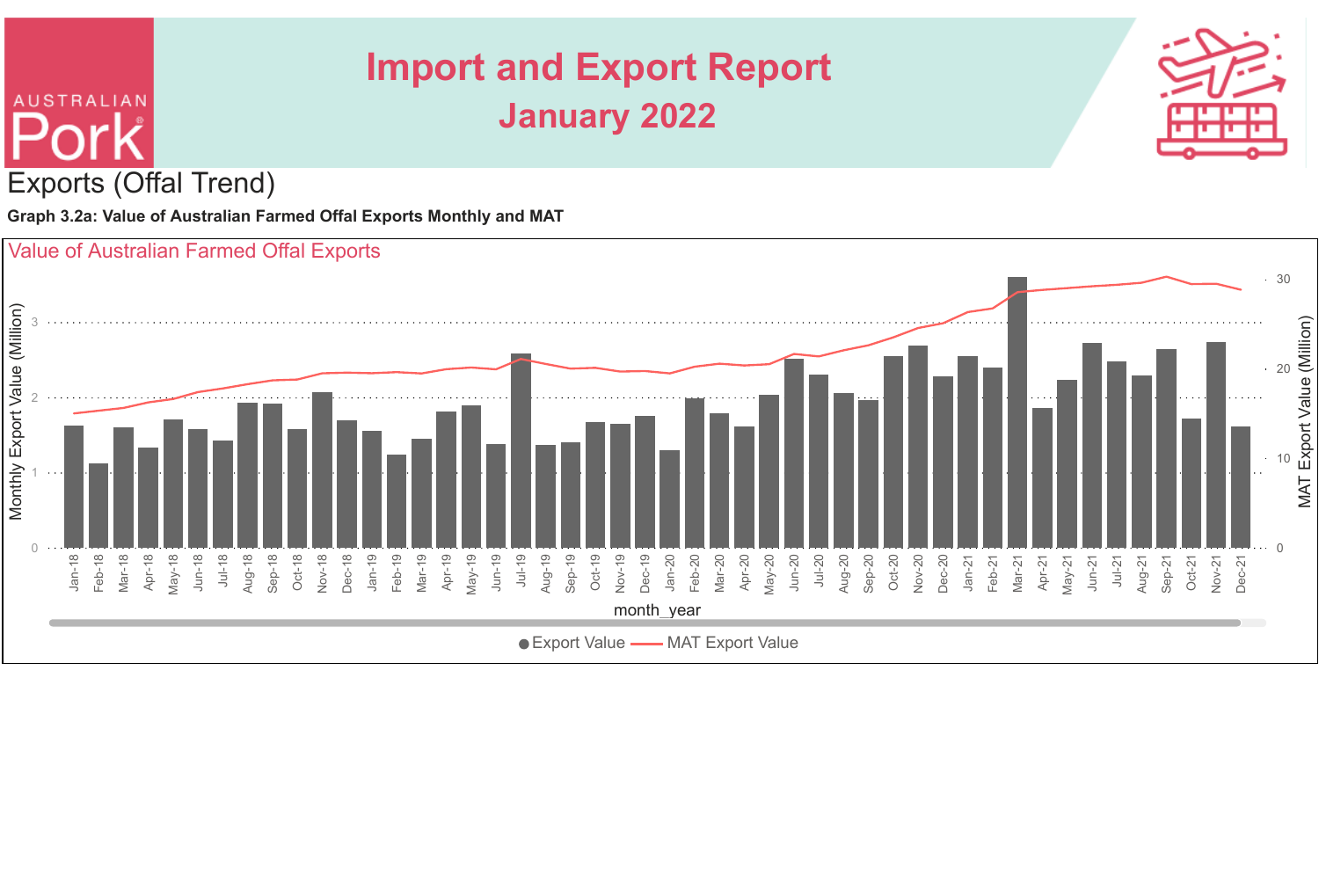# Import and Export Report

## January 2022

## Exports (Offal Trend)

**Graph 3.2a: Value of Australian Farmed Offal Exports Monthly and MAT**

Value of Australian Farmed Offal Exports

Monthly Export Value (Million)

MAT Export Value (Million)

month_year

● Export Value — MAT Export Value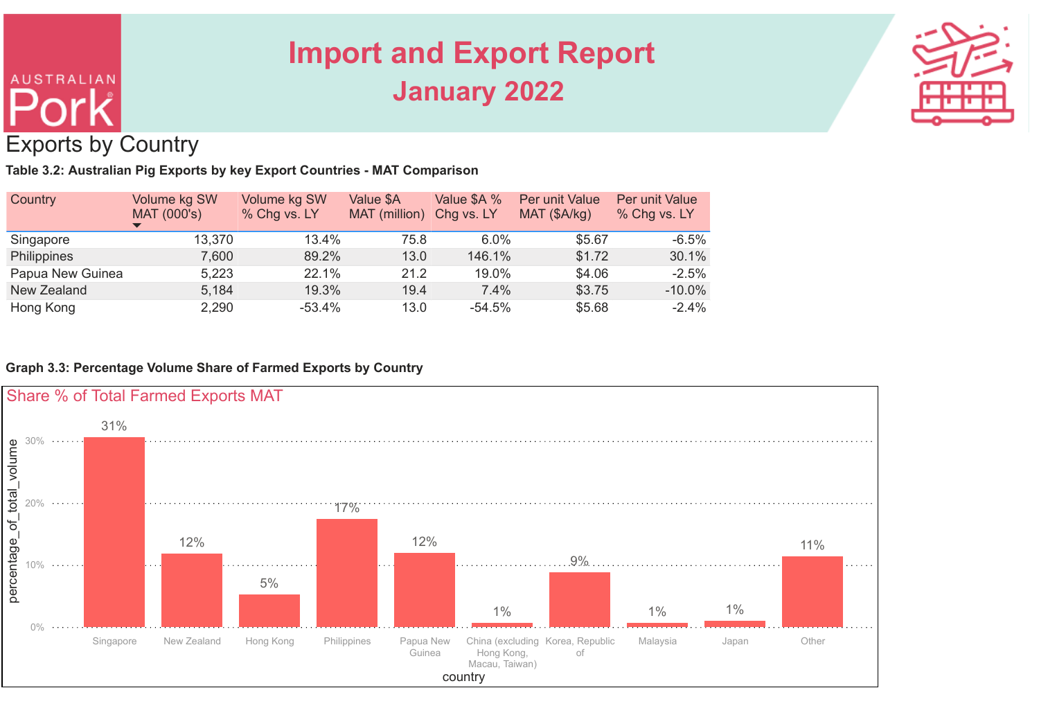# Import and Export Report

## January 2022

## Exports by Country

**Table 3.2: Australian Pig Exports by key Export Countries - MAT Comparison**

| Country | Volume kg SW MAT (000's) | Volume kg SW % Chg vs. LY | Value $A MAT (million) | Value $A % Chg vs. LY | Per unit Value MAT ($A/kg) | Per unit Value % Chg vs. LY |
|---|---|---|---|---|---|---|
| Singapore | 13,370 | 13.4% | 75.8 | 6.0% | $5.67 | -6.5% |
| Philippines | 7,600 | 89.2% | 13.0 | 146.1% | $1.72 | 30.1% |
| Papua New Guinea | 5,223 | 22.1% | 21.2 | 19.0% | $4.06 | -2.5% |
| New Zealand | 5,184 | 19.3% | 19.4 | 7.4% | $3.75 | -10.0% |
| Hong Kong | 2,290 | -53.4% | 13.0 | -54.5% | $5.68 | -2.4% |

**Graph 3.3: Percentage Volume Share of Farmed Exports by Country**

Share % of Total Farmed Exports MAT

| country | percentage_of_total_volume |
|---|---|
| Singapore | 31% |
| New Zealand | 12% |
| Hong Kong | 5% |
| Philippines | 17% |
| Papua New Guinea | 12% |
| China (excluding Hong Kong, Macau, Taiwan) | 1% |
| Korea, Republic of | 9% |
| Malaysia | 1% |
| Japan | 1% |
| Other | 11% |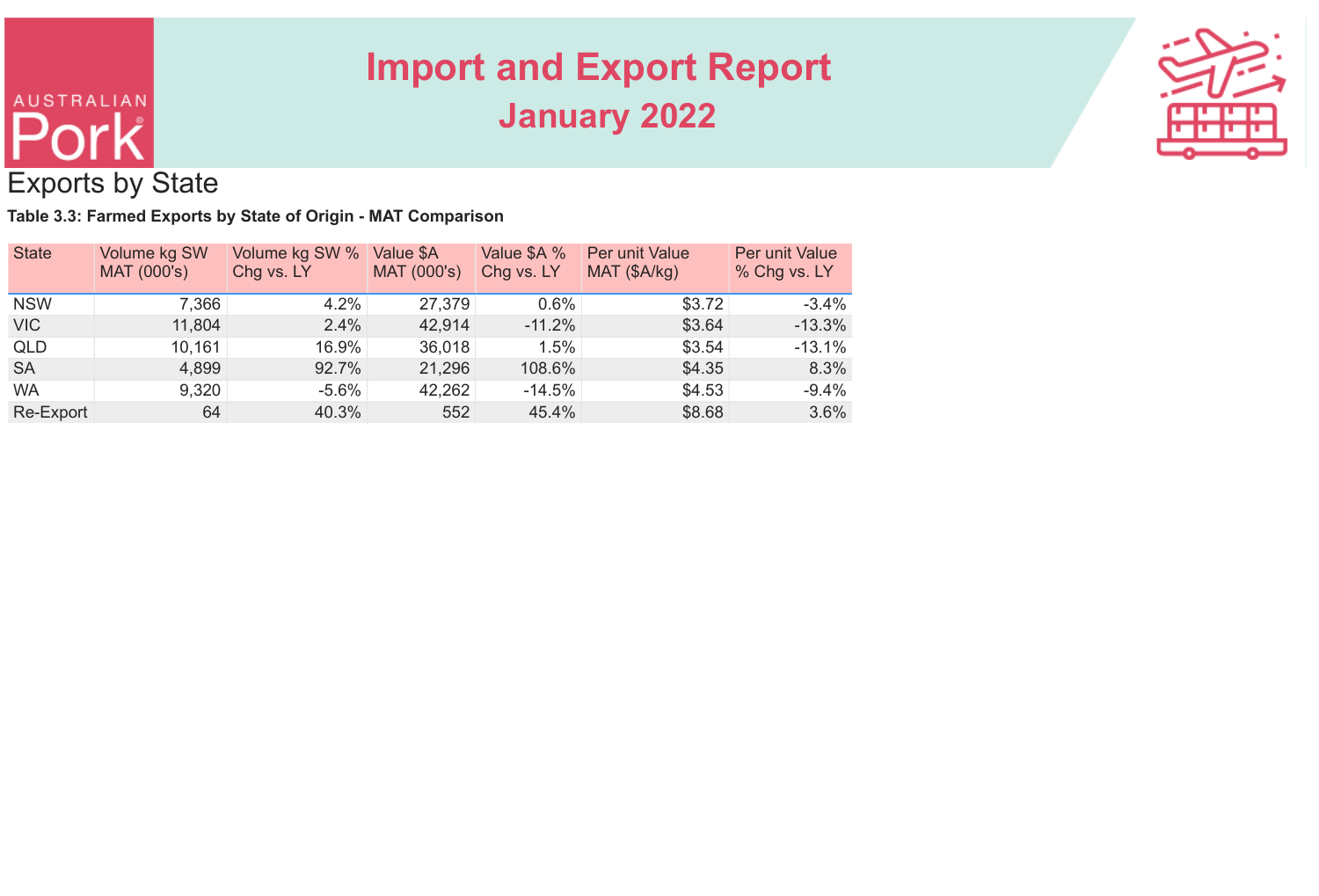## Exports by State

**Table 3.3: Farmed Exports by State of Origin - MAT Comparison**

| State | Volume kg SW MAT (000's) | Volume kg SW % Chg vs. LY | Value $A MAT (000's) | Value $A % Chg vs. LY | Per unit Value MAT ($A/kg) | Per unit Value % Chg vs. LY |
|---|---|---|---|---|---|---|
| NSW | 7,366 | 4.2% | 27,379 | 0.6% | $3.72 | -3.4% |
| VIC | 11,804 | 2.4% | 42,914 | -11.2% | $3.64 | -13.3% |
| QLD | 10,161 | 16.9% | 36,018 | 1.5% | $3.54 | -13.1% |
| SA | 4,899 | 92.7% | 21,296 | 108.6% | $4.35 | 8.3% |
| WA | 9,320 | -5.6% | 42,262 | -14.5% | $4.53 | -9.4% |
| Re-Export | 64 | 40.3% | 552 | 45.4% | $8.68 | 3.6% |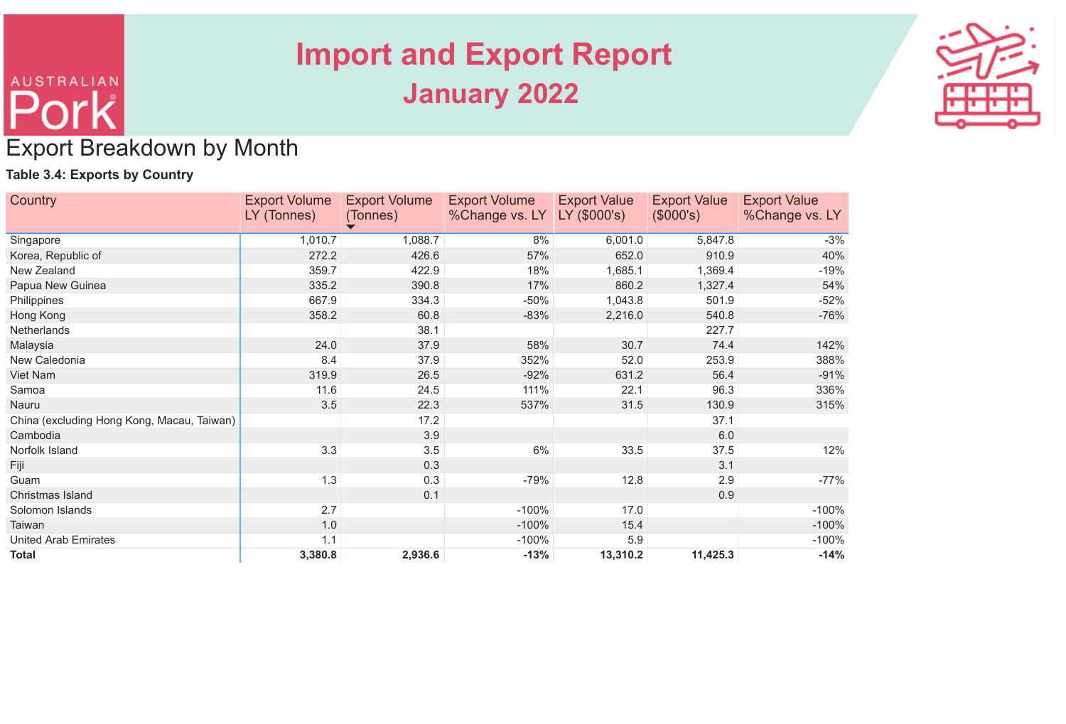# Import and Export Report

## January 2022

## Export Breakdown by Month

**Table 3.4: Exports by Country**

| Country | Export Volume LY (Tonnes) | Export Volume (Tonnes) | Export Volume %Change vs. LY | Export Value LY ($000's) | Export Value ($000's) | Export Value %Change vs. LY |
|---|---|---|---|---|---|---|
| Singapore | 1,010.7 | 1,088.7 | 8% | 6,001.0 | 5,847.8 | -3% |
| Korea, Republic of | 272.2 | 426.6 | 57% | 652.0 | 910.9 | 40% |
| New Zealand | 359.7 | 422.9 | 18% | 1,685.1 | 1,369.4 | -19% |
| Papua New Guinea | 335.2 | 390.8 | 17% | 860.2 | 1,327.4 | 54% |
| Philippines | 667.9 | 334.3 | -50% | 1,043.8 | 501.9 | -52% |
| Hong Kong | 358.2 | 60.8 | -83% | 2,216.0 | 540.8 | -76% |
| Netherlands | | 38.1 | | | 227.7 | |
| Malaysia | 24.0 | 37.9 | 58% | 30.7 | 74.4 | 142% |
| New Caledonia | 8.4 | 37.9 | 352% | 52.0 | 253.9 | 388% |
| Viet Nam | 319.9 | 26.5 | -92% | 631.2 | 56.4 | -91% |
| Samoa | 11.6 | 24.5 | 111% | 22.1 | 96.3 | 336% |
| Nauru | 3.5 | 22.3 | 537% | 31.5 | 130.9 | 315% |
| China (excluding Hong Kong, Macau, Taiwan) | | 17.2 | | | 37.1 | |
| Cambodia | | 3.9 | | | 6.0 | |
| Norfolk Island | 3.3 | 3.5 | 6% | 33.5 | 37.5 | 12% |
| Fiji | | 0.3 | | | 3.1 | |
| Guam | 1.3 | 0.3 | -79% | 12.8 | 2.9 | -77% |
| Christmas Island | | 0.1 | | | 0.9 | |
| Solomon Islands | 2.7 | | -100% | 17.0 | | -100% |
| Taiwan | 1.0 | | -100% | 15.4 | | -100% |
| United Arab Emirates | 1.1 | | -100% | 5.9 | | -100% |
| **Total** | **3,380.8** | **2,936.6** | **-13%** | **13,310.2** | **11,425.3** | **-14%** |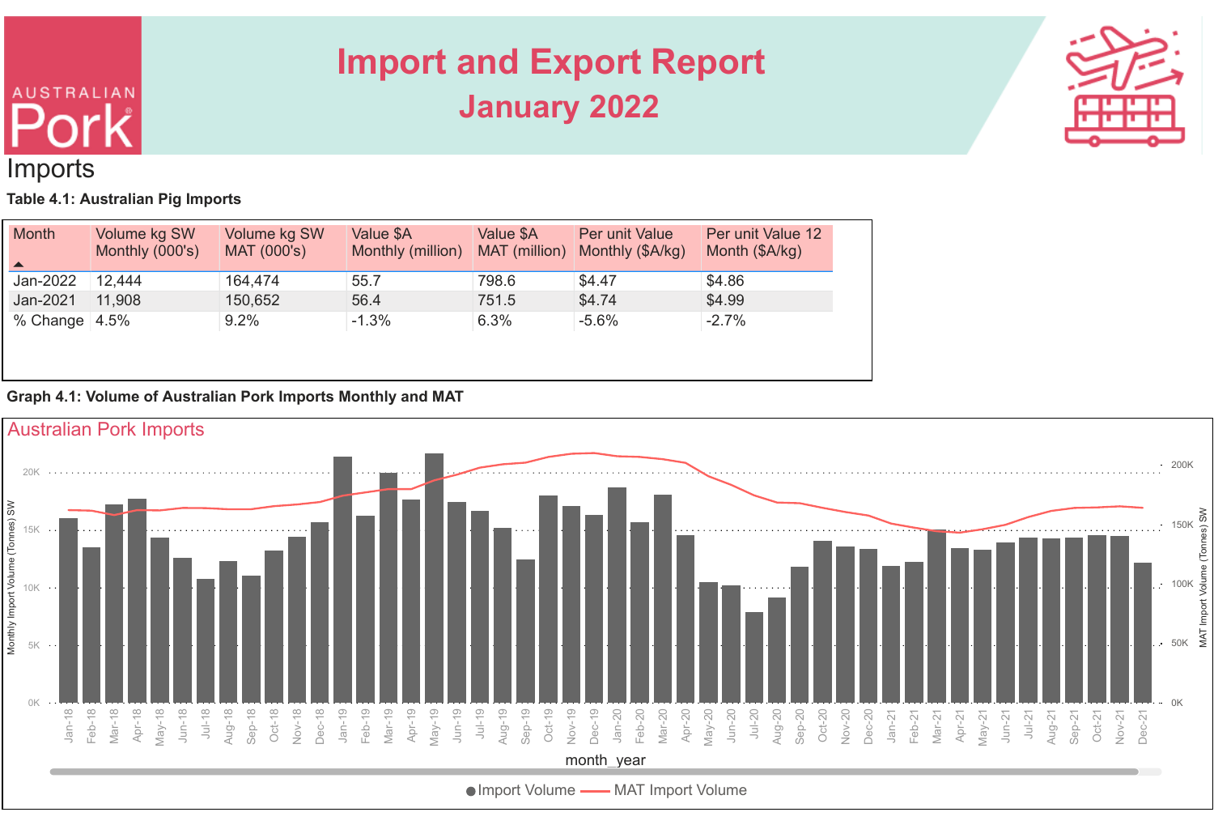# Import and Export Report
## January 2022

# Imports

**Table 4.1: Australian Pig Imports**

| Month | Volume kg SW Monthly (000's) | Volume kg SW MAT (000's) | Value $A Monthly (million) | Value $A MAT (million) | Per unit Value Monthly ($A/kg) | Per unit Value 12 Month ($A/kg) |
|---|---|---|---|---|---|---|
| Jan-2022 | 12,444 | 164,474 | 55.7 | 798.6 | $4.47 | $4.86 |
| Jan-2021 | 11,908 | 150,652 | 56.4 | 751.5 | $4.74 | $4.99 |
| % Change | 4.5% | 9.2% | -1.3% | 6.3% | -5.6% | -2.7% |

**Graph 4.1: Volume of Australian Pork Imports Monthly and MAT**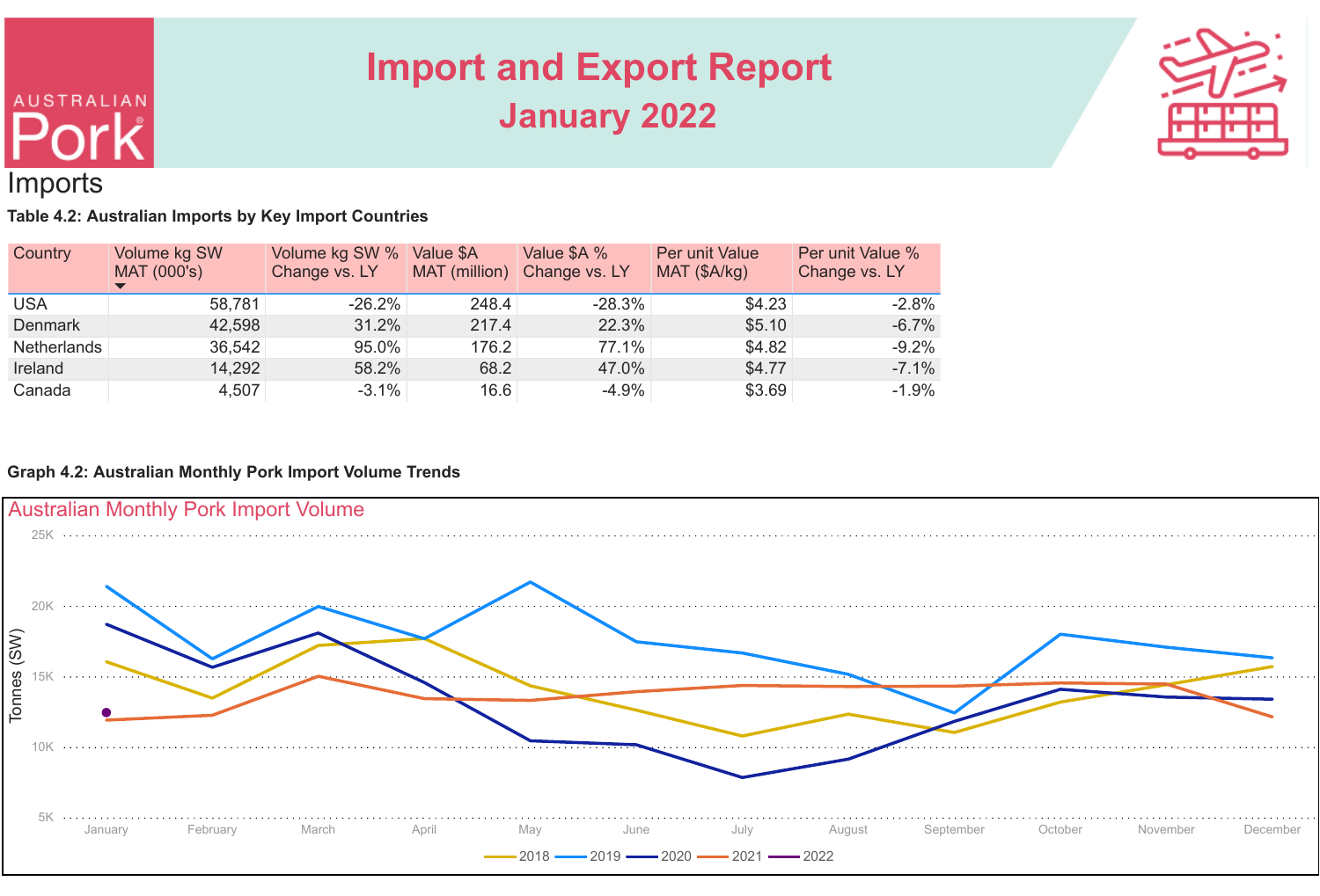# Import and Export Report

## January 2022

## Imports

**Table 4.2: Australian Imports by Key Import Countries**

| Country | Volume kg SW MAT (000's) | Volume kg SW % Change vs. LY | Value $A MAT (million) | Value $A % Change vs. LY | Per unit Value MAT ($A/kg) | Per unit Value % Change vs. LY |
|---|---|---|---|---|---|---|
| USA | 58,781 | -26.2% | 248.4 | -28.3% | $4.23 | -2.8% |
| Denmark | 42,598 | 31.2% | 217.4 | 22.3% | $5.10 | -6.7% |
| Netherlands | 36,542 | 95.0% | 176.2 | 77.1% | $4.82 | -9.2% |
| Ireland | 14,292 | 58.2% | 68.2 | 47.0% | $4.77 | -7.1% |
| Canada | 4,507 | -3.1% | 16.6 | -4.9% | $3.69 | -1.9% |

**Graph 4.2: Australian Monthly Pork Import Volume Trends**

Australian Monthly Pork Import Volume

Tonnes (SW) — 2018, 2019, 2020, 2021, 2022 (January to December)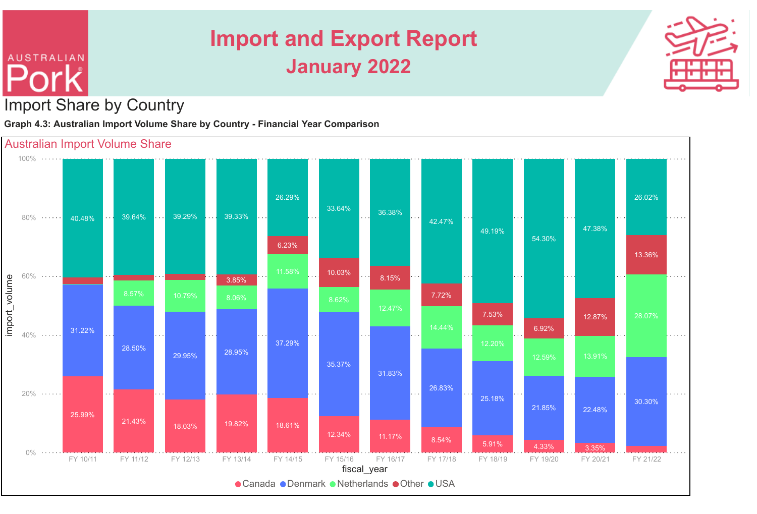# Import and Export Report

## January 2022

## Import Share by Country

**Graph 4.3: Australian Import Volume Share by Country - Financial Year Comparison**

Australian Import Volume Share

| fiscal_year | Canada | Denmark | Netherlands | Other | USA |
|---|---|---|---|---|---|
| FY 10/11 | 25.99% | 31.22% | | | 40.48% |
| FY 11/12 | 21.43% | 28.50% | 8.57% | | 39.64% |
| FY 12/13 | 18.03% | 29.95% | 10.79% | | 39.29% |
| FY 13/14 | 19.82% | 28.95% | 8.06% | 3.85% | 39.33% |
| FY 14/15 | 18.61% | 37.29% | 11.58% | 6.23% | 26.29% |
| FY 15/16 | 12.34% | 35.37% | 8.62% | 10.03% | 33.64% |
| FY 16/17 | 11.17% | 31.83% | 12.47% | 8.15% | 36.38% |
| FY 17/18 | 8.54% | 26.83% | 14.44% | 7.72% | 42.47% |
| FY 18/19 | 5.91% | 25.18% | 12.20% | 7.53% | 49.19% |
| FY 19/20 | 4.33% | 21.85% | 12.59% | 6.92% | 54.30% |
| FY 20/21 | 3.35% | 22.48% | 13.91% | 12.87% | 47.38% |
| FY 21/22 | | 30.30% | 28.07% | 13.36% | 26.02% |

Legend: Canada, Denmark, Netherlands, Other, USA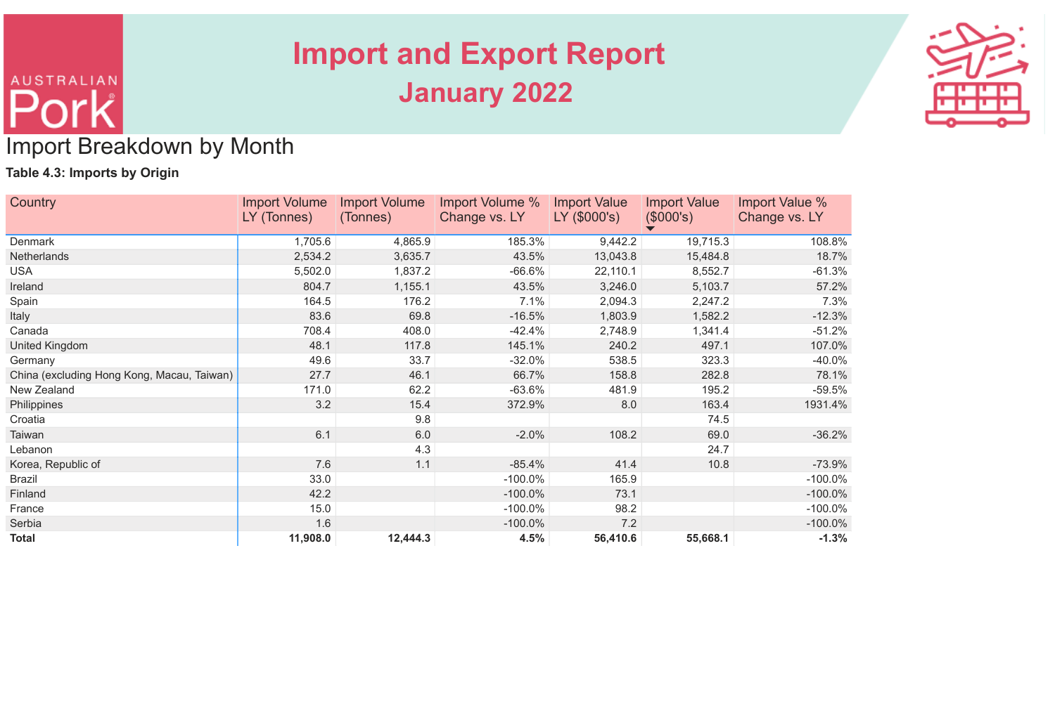AUSTRALIAN Pork

# Import and Export Report

## January 2022

## Import Breakdown by Month

**Table 4.3: Imports by Origin**

| Country | Import Volume LY (Tonnes) | Import Volume (Tonnes) | Import Volume % Change vs. LY | Import Value LY ($000's) | Import Value ($000's) | Import Value % Change vs. LY |
|---|---|---|---|---|---|---|
| Denmark | 1,705.6 | 4,865.9 | 185.3% | 9,442.2 | 19,715.3 | 108.8% |
| Netherlands | 2,534.2 | 3,635.7 | 43.5% | 13,043.8 | 15,484.8 | 18.7% |
| USA | 5,502.0 | 1,837.2 | -66.6% | 22,110.1 | 8,552.7 | -61.3% |
| Ireland | 804.7 | 1,155.1 | 43.5% | 3,246.0 | 5,103.7 | 57.2% |
| Spain | 164.5 | 176.2 | 7.1% | 2,094.3 | 2,247.2 | 7.3% |
| Italy | 83.6 | 69.8 | -16.5% | 1,803.9 | 1,582.2 | -12.3% |
| Canada | 708.4 | 408.0 | -42.4% | 2,748.9 | 1,341.4 | -51.2% |
| United Kingdom | 48.1 | 117.8 | 145.1% | 240.2 | 497.1 | 107.0% |
| Germany | 49.6 | 33.7 | -32.0% | 538.5 | 323.3 | -40.0% |
| China (excluding Hong Kong, Macau, Taiwan) | 27.7 | 46.1 | 66.7% | 158.8 | 282.8 | 78.1% |
| New Zealand | 171.0 | 62.2 | -63.6% | 481.9 | 195.2 | -59.5% |
| Philippines | 3.2 | 15.4 | 372.9% | 8.0 | 163.4 | 1931.4% |
| Croatia | | 9.8 | | | 74.5 | |
| Taiwan | 6.1 | 6.0 | -2.0% | 108.2 | 69.0 | -36.2% |
| Lebanon | | 4.3 | | | 24.7 | |
| Korea, Republic of | 7.6 | 1.1 | -85.4% | 41.4 | 10.8 | -73.9% |
| Brazil | 33.0 | | -100.0% | 165.9 | | -100.0% |
| Finland | 42.2 | | -100.0% | 73.1 | | -100.0% |
| France | 15.0 | | -100.0% | 98.2 | | -100.0% |
| Serbia | 1.6 | | -100.0% | 7.2 | | -100.0% |
| **Total** | **11,908.0** | **12,444.3** | **4.5%** | **56,410.6** | **55,668.1** | **-1.3%** |